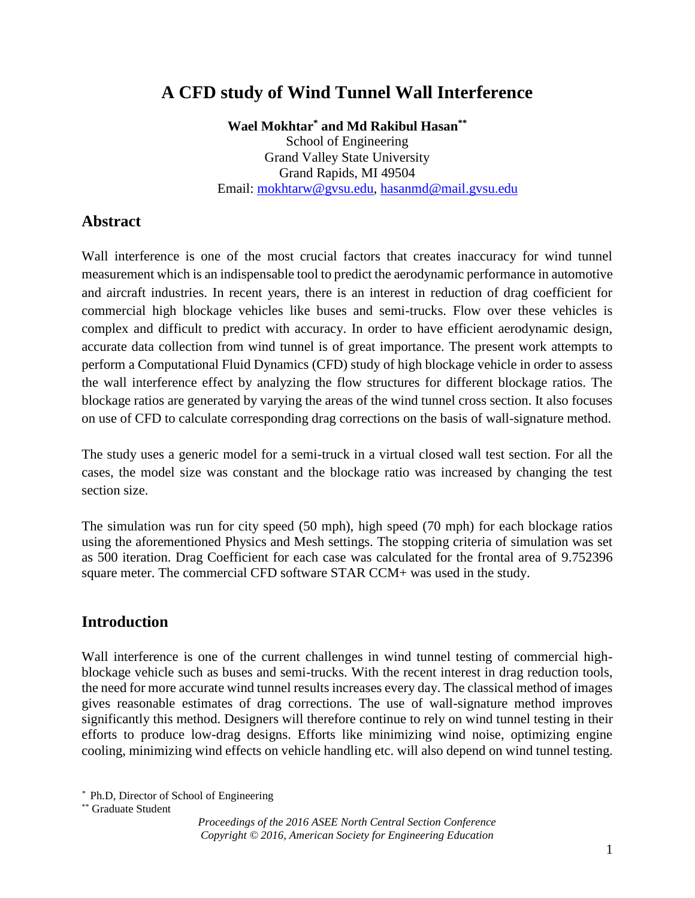# A CFD study of Wind Tunnel Wall Interference

**Wael Mokhtar[*] and Md Rakibul Hasan[**]**
School of Engineering
Grand Valley State University
Grand Rapids, MI 49504
Email: mokhtarw@gvsu.edu, hasanmd@mail.gvsu.edu

## Abstract

Wall interference is one of the most crucial factors that creates inaccuracy for wind tunnel measurement which is an indispensable tool to predict the aerodynamic performance in automotive and aircraft industries. In recent years, there is an interest in reduction of drag coefficient for commercial high blockage vehicles like buses and semi-trucks. Flow over these vehicles is complex and difficult to predict with accuracy. In order to have efficient aerodynamic design, accurate data collection from wind tunnel is of great importance. The present work attempts to perform a Computational Fluid Dynamics (CFD) study of high blockage vehicle in order to assess the wall interference effect by analyzing the flow structures for different blockage ratios. The blockage ratios are generated by varying the areas of the wind tunnel cross section. It also focuses on use of CFD to calculate corresponding drag corrections on the basis of wall-signature method.

The study uses a generic model for a semi-truck in a virtual closed wall test section. For all the cases, the model size was constant and the blockage ratio was increased by changing the test section size.

The simulation was run for city speed (50 mph), high speed (70 mph) for each blockage ratios using the aforementioned Physics and Mesh settings. The stopping criteria of simulation was set as 500 iteration. Drag Coefficient for each case was calculated for the frontal area of 9.752396 square meter. The commercial CFD software STAR CCM+ was used in the study.

## Introduction

Wall interference is one of the current challenges in wind tunnel testing of commercial high-blockage vehicle such as buses and semi-trucks. With the recent interest in drag reduction tools, the need for more accurate wind tunnel results increases every day. The classical method of images gives reasonable estimates of drag corrections. The use of wall-signature method improves significantly this method. Designers will therefore continue to rely on wind tunnel testing in their efforts to produce low-drag designs. Efforts like minimizing wind noise, optimizing engine cooling, minimizing wind effects on vehicle handling etc. will also depend on wind tunnel testing.

[*] Ph.D, Director of School of Engineering
[**] Graduate Student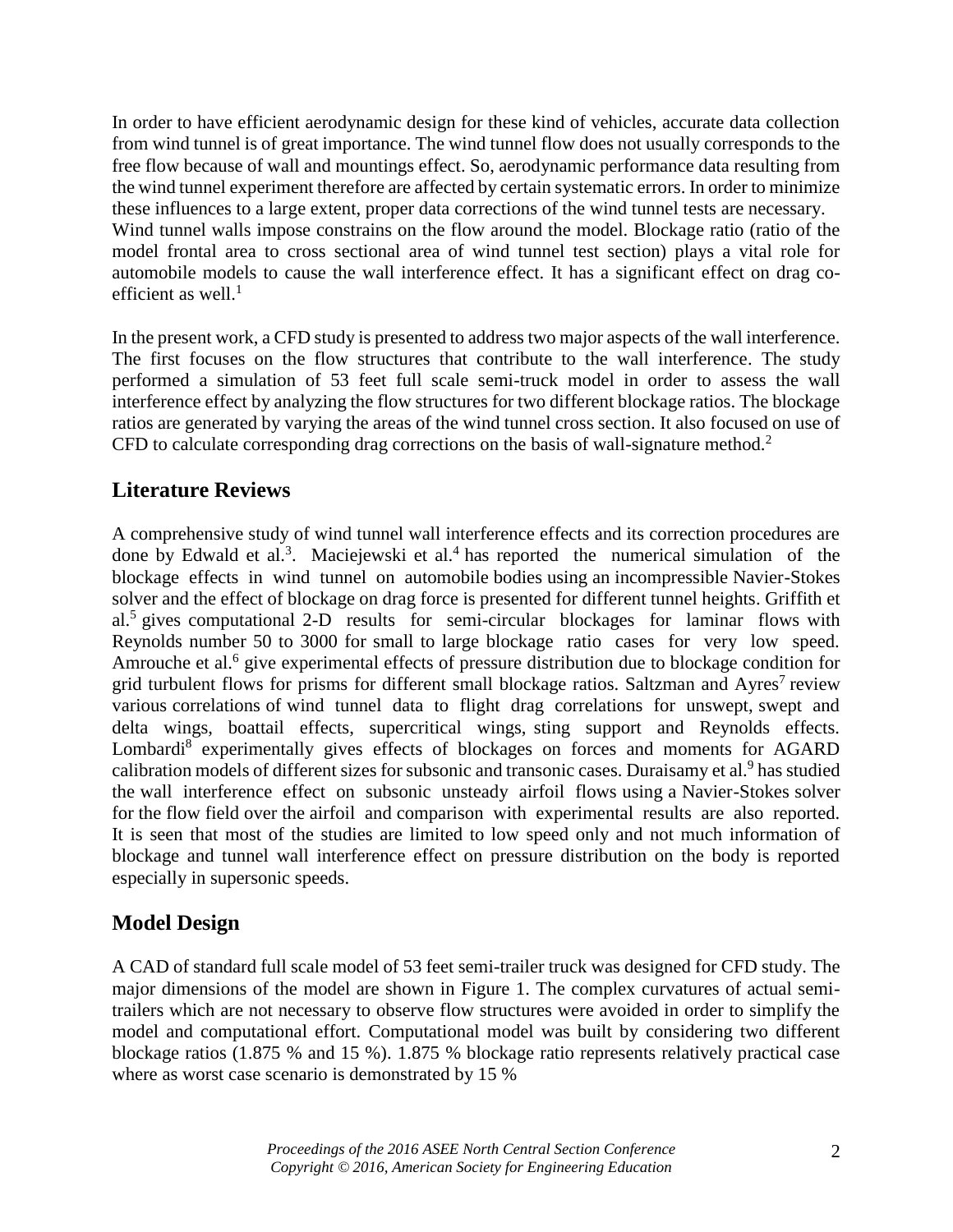In order to have efficient aerodynamic design for these kind of vehicles, accurate data collection from wind tunnel is of great importance. The wind tunnel flow does not usually corresponds to the free flow because of wall and mountings effect. So, aerodynamic performance data resulting from the wind tunnel experiment therefore are affected by certain systematic errors. In order to minimize these influences to a large extent, proper data corrections of the wind tunnel tests are necessary. Wind tunnel walls impose constrains on the flow around the model. Blockage ratio (ratio of the model frontal area to cross sectional area of wind tunnel test section) plays a vital role for automobile models to cause the wall interference effect. It has a significant effect on drag co-efficient as well.[1]

In the present work, a CFD study is presented to address two major aspects of the wall interference. The first focuses on the flow structures that contribute to the wall interference. The study performed a simulation of 53 feet full scale semi-truck model in order to assess the wall interference effect by analyzing the flow structures for two different blockage ratios. The blockage ratios are generated by varying the areas of the wind tunnel cross section. It also focused on use of CFD to calculate corresponding drag corrections on the basis of wall-signature method.[2]

## Literature Reviews

A comprehensive study of wind tunnel wall interference effects and its correction procedures are done by Edwald et al.[3]. Maciejewski et al.[4] has reported the numerical simulation of the blockage effects in wind tunnel on automobile bodies using an incompressible Navier-Stokes solver and the effect of blockage on drag force is presented for different tunnel heights. Griffith et al.[5] gives computational 2-D results for semi-circular blockages for laminar flows with Reynolds number 50 to 3000 for small to large blockage ratio cases for very low speed. Amrouche et al.[6] give experimental effects of pressure distribution due to blockage condition for grid turbulent flows for prisms for different small blockage ratios. Saltzman and Ayres[7] review various correlations of wind tunnel data to flight drag correlations for unswept, swept and delta wings, boattail effects, supercritical wings, sting support and Reynolds effects. Lombardi[8] experimentally gives effects of blockages on forces and moments for AGARD calibration models of different sizes for subsonic and transonic cases. Duraisamy et al.[9] has studied the wall interference effect on subsonic unsteady airfoil flows using a Navier-Stokes solver for the flow field over the airfoil and comparison with experimental results are also reported. It is seen that most of the studies are limited to low speed only and not much information of blockage and tunnel wall interference effect on pressure distribution on the body is reported especially in supersonic speeds.

## Model Design

A CAD of standard full scale model of 53 feet semi-trailer truck was designed for CFD study. The major dimensions of the model are shown in Figure 1. The complex curvatures of actual semi-trailers which are not necessary to observe flow structures were avoided in order to simplify the model and computational effort. Computational model was built by considering two different blockage ratios (1.875 % and 15 %). 1.875 % blockage ratio represents relatively practical case where as worst case scenario is demonstrated by 15 %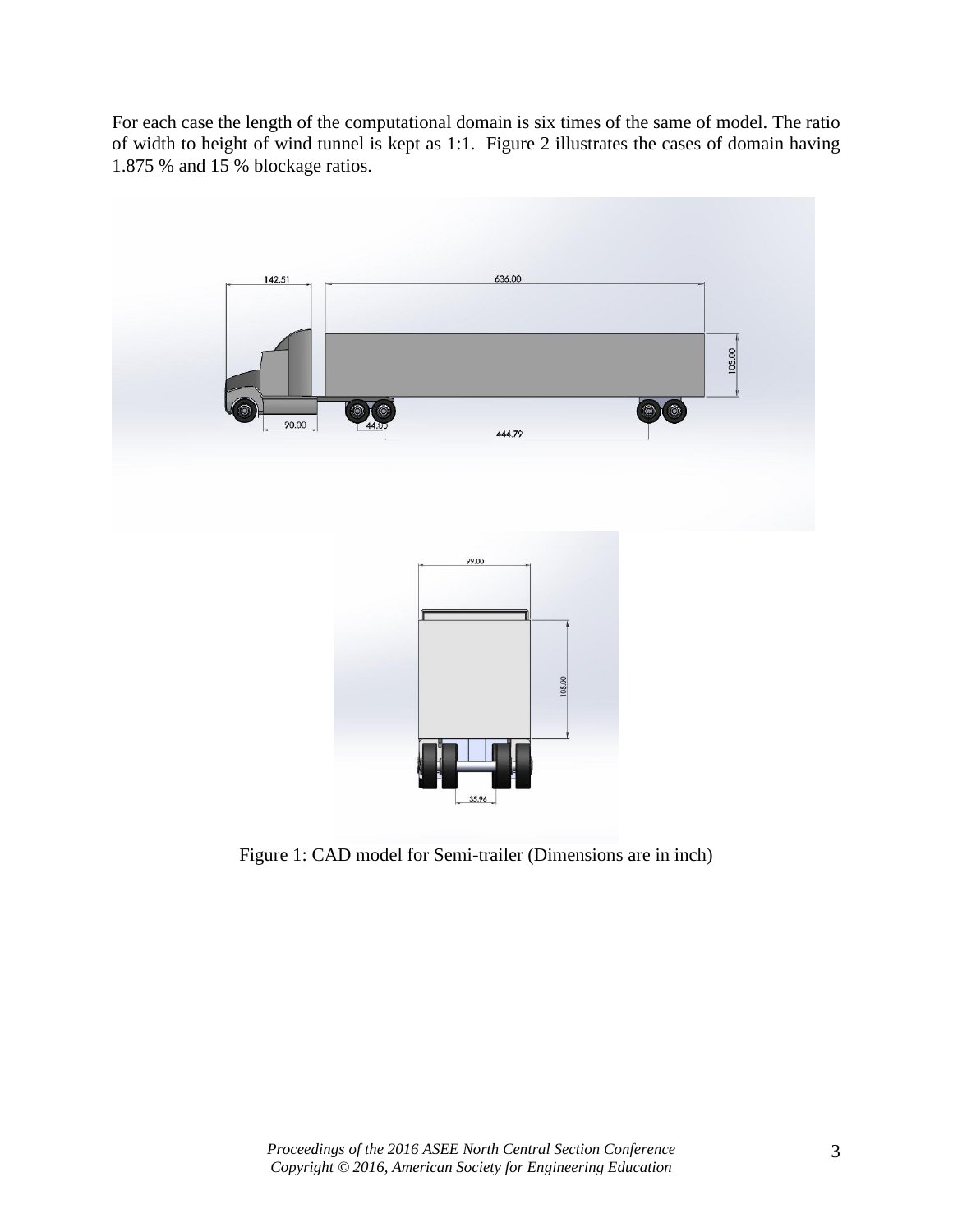For each case the length of the computational domain is six times of the same of model. The ratio of width to height of wind tunnel is kept as 1:1. Figure 2 illustrates the cases of domain having 1.875 % and 15 % blockage ratios.

Figure 1: CAD model for Semi-trailer (Dimensions are in inch)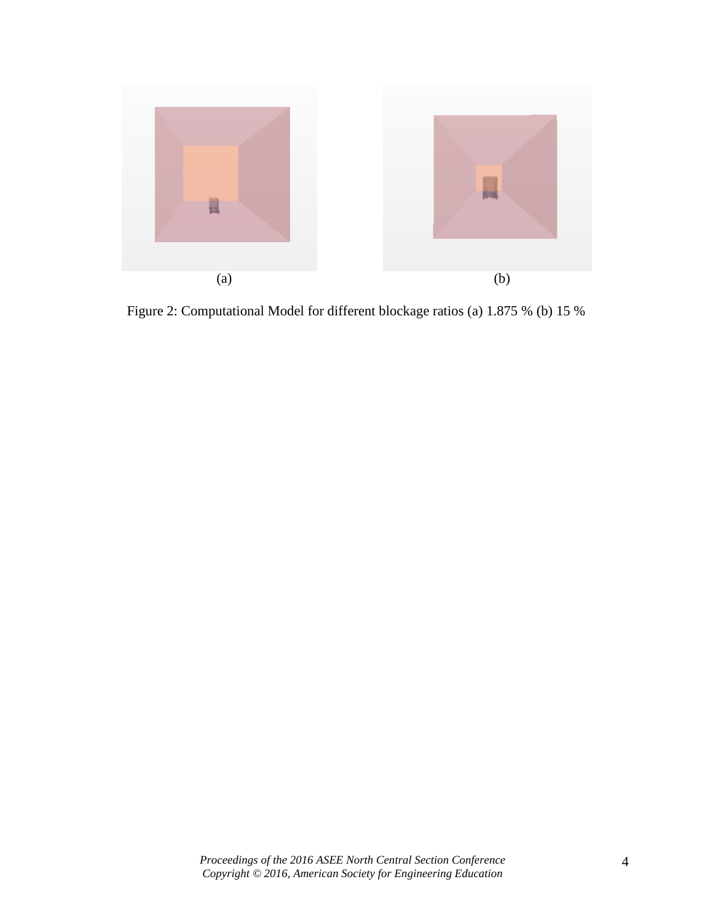(a)

(b)

Figure 2: Computational Model for different blockage ratios (a) 1.875 % (b) 15 %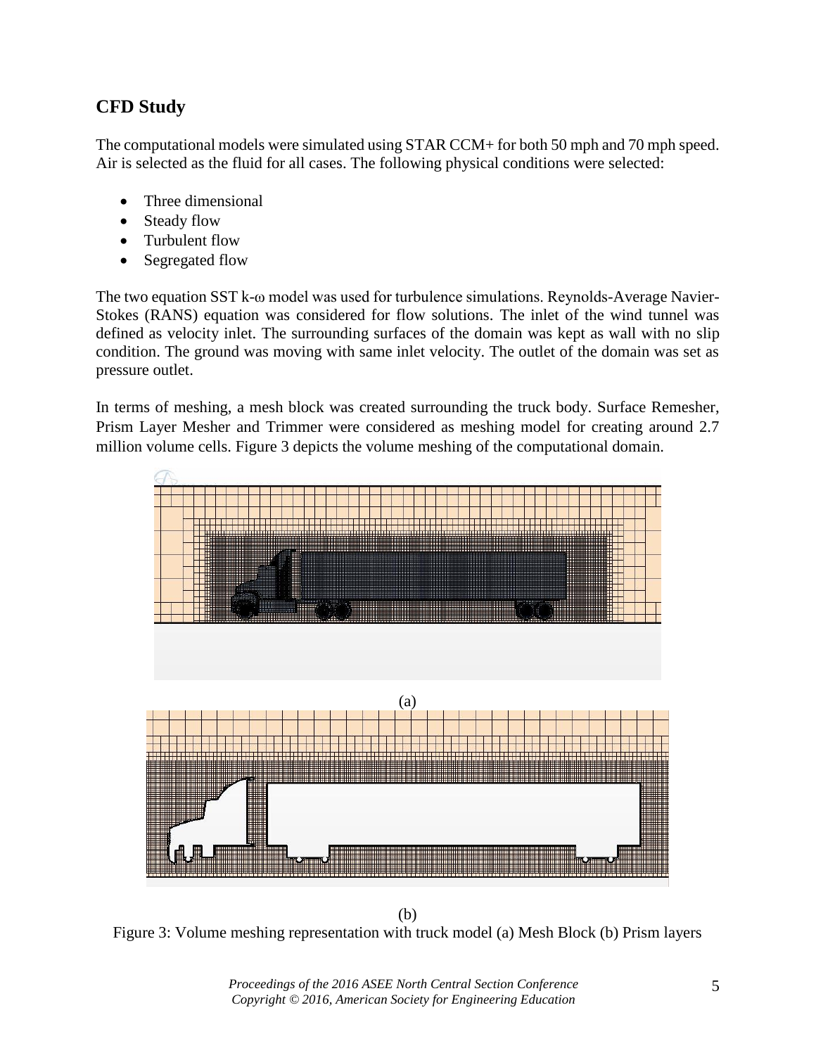## CFD Study

The computational models were simulated using STAR CCM+ for both 50 mph and 70 mph speed. Air is selected as the fluid for all cases. The following physical conditions were selected:

- Three dimensional
- Steady flow
- Turbulent flow
- Segregated flow

The two equation SST k-ω model was used for turbulence simulations. Reynolds-Average Navier-Stokes (RANS) equation was considered for flow solutions. The inlet of the wind tunnel was defined as velocity inlet. The surrounding surfaces of the domain was kept as wall with no slip condition. The ground was moving with same inlet velocity. The outlet of the domain was set as pressure outlet.

In terms of meshing, a mesh block was created surrounding the truck body. Surface Remesher, Prism Layer Mesher and Trimmer were considered as meshing model for creating around 2.7 million volume cells. Figure 3 depicts the volume meshing of the computational domain.

(a)

(b)

Figure 3: Volume meshing representation with truck model (a) Mesh Block (b) Prism layers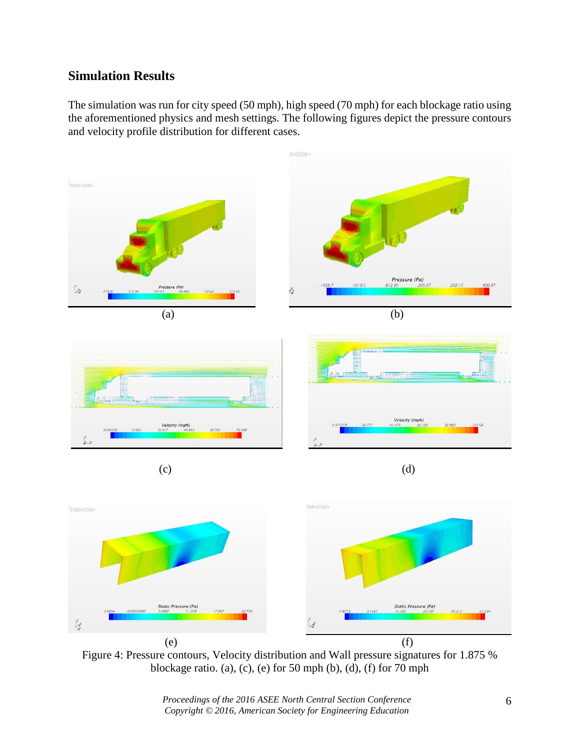## Simulation Results

The simulation was run for city speed (50 mph), high speed (70 mph) for each blockage ratio using the aforementioned physics and mesh settings. The following figures depict the pressure contours and velocity profile distribution for different cases.

(a) (b)

(c) (d)

(e) (f)

Figure 4: Pressure contours, Velocity distribution and Wall pressure signatures for 1.875 % blockage ratio. (a), (c), (e) for 50 mph (b), (d), (f) for 70 mph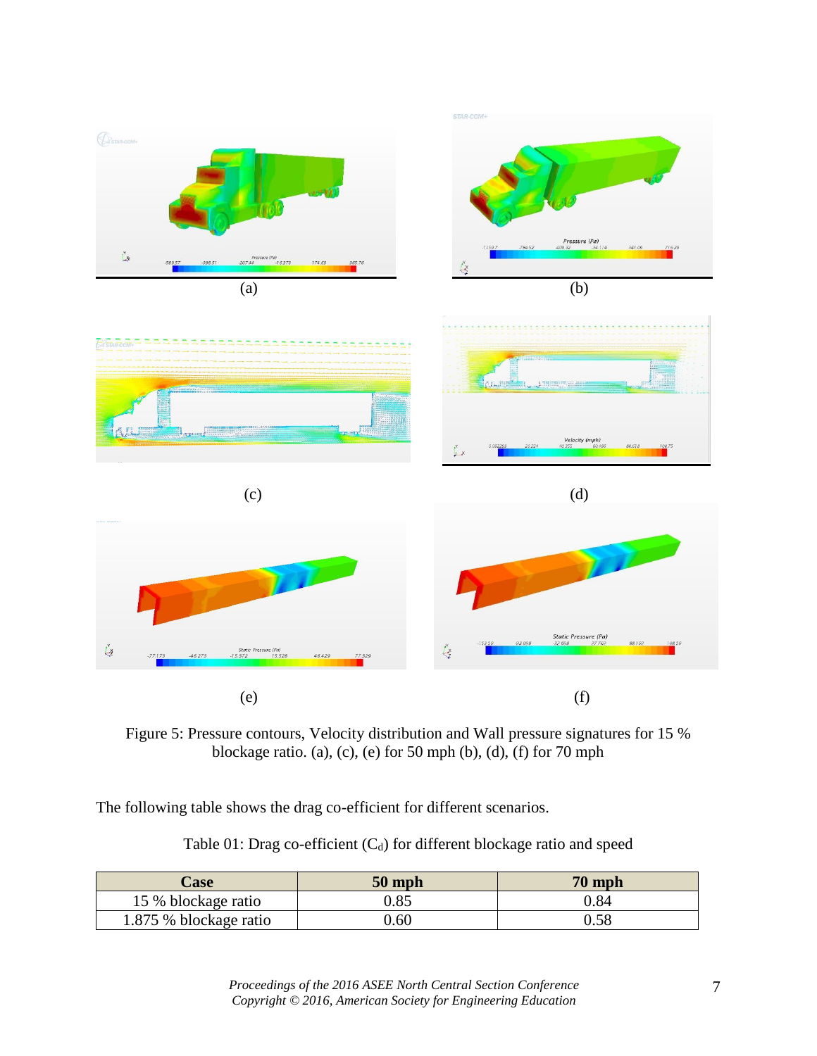(a)

(b)

(c)

(d)

(e)

(f)

Figure 5: Pressure contours, Velocity distribution and Wall pressure signatures for 15 % blockage ratio. (a), (c), (e) for 50 mph (b), (d), (f) for 70 mph

The following table shows the drag co-efficient for different scenarios.

Table 01: Drag co-efficient ($C_d$) for different blockage ratio and speed

| Case | 50 mph | 70 mph |
|---|---|---|
| 15 % blockage ratio | 0.85 | 0.84 |
| 1.875 % blockage ratio | 0.60 | 0.58 |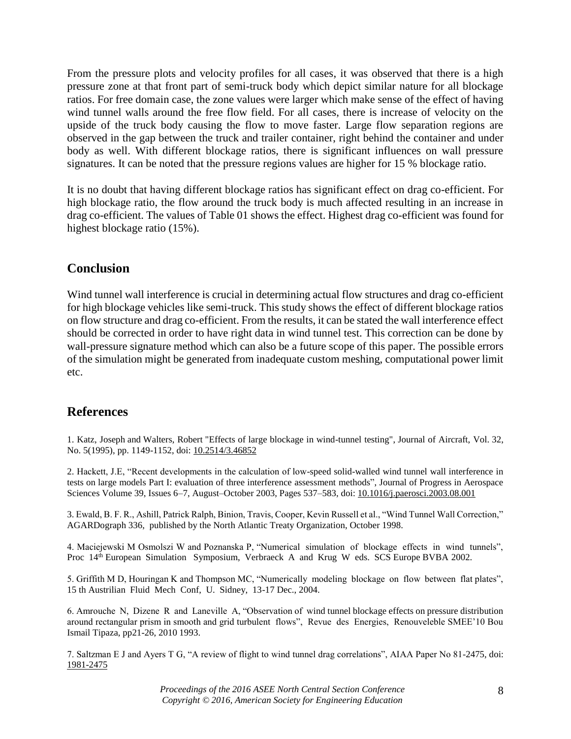From the pressure plots and velocity profiles for all cases, it was observed that there is a high pressure zone at that front part of semi-truck body which depict similar nature for all blockage ratios. For free domain case, the zone values were larger which make sense of the effect of having wind tunnel walls around the free flow field. For all cases, there is increase of velocity on the upside of the truck body causing the flow to move faster. Large flow separation regions are observed in the gap between the truck and trailer container, right behind the container and under body as well. With different blockage ratios, there is significant influences on wall pressure signatures. It can be noted that the pressure regions values are higher for 15 % blockage ratio.

It is no doubt that having different blockage ratios has significant effect on drag co-efficient. For high blockage ratio, the flow around the truck body is much affected resulting in an increase in drag co-efficient. The values of Table 01 shows the effect. Highest drag co-efficient was found for highest blockage ratio (15%).

## Conclusion

Wind tunnel wall interference is crucial in determining actual flow structures and drag co-efficient for high blockage vehicles like semi-truck. This study shows the effect of different blockage ratios on flow structure and drag co-efficient. From the results, it can be stated the wall interference effect should be corrected in order to have right data in wind tunnel test. This correction can be done by wall-pressure signature method which can also be a future scope of this paper. The possible errors of the simulation might be generated from inadequate custom meshing, computational power limit etc.

## References

1. Katz, Joseph and Walters, Robert "Effects of large blockage in wind-tunnel testing", Journal of Aircraft, Vol. 32, No. 5(1995), pp. 1149-1152, doi: 10.2514/3.46852

2. Hackett, J.E, "Recent developments in the calculation of low-speed solid-walled wind tunnel wall interference in tests on large models Part I: evaluation of three interference assessment methods", Journal of Progress in Aerospace Sciences Volume 39, Issues 6–7, August–October 2003, Pages 537–583, doi: 10.1016/j.paerosci.2003.08.001

3. Ewald, B. F. R., Ashill, Patrick Ralph, Binion, Travis, Cooper, Kevin Russell et al., "Wind Tunnel Wall Correction," AGARDograph 336, published by the North Atlantic Treaty Organization, October 1998.

4. Maciejewski M Osmolszi W and Poznanska P, "Numerical simulation of blockage effects in wind tunnels", Proc 14th European Simulation Symposium, Verbraeck A and Krug W eds. SCS Europe BVBA 2002.

5. Griffith M D, Houringan K and Thompson MC, "Numerically modeling blockage on flow between flat plates", 15 th Austrilian Fluid Mech Conf, U. Sidney, 13-17 Dec., 2004.

6. Amrouche N, Dizene R and Laneville A, "Observation of wind tunnel blockage effects on pressure distribution around rectangular prism in smooth and grid turbulent flows", Revue des Energies, Renouveleble SMEE'10 Bou Ismail Tipaza, pp21-26, 2010 1993.

7. Saltzman E J and Ayers T G, "A review of flight to wind tunnel drag correlations", AIAA Paper No 81-2475, doi: 1981-2475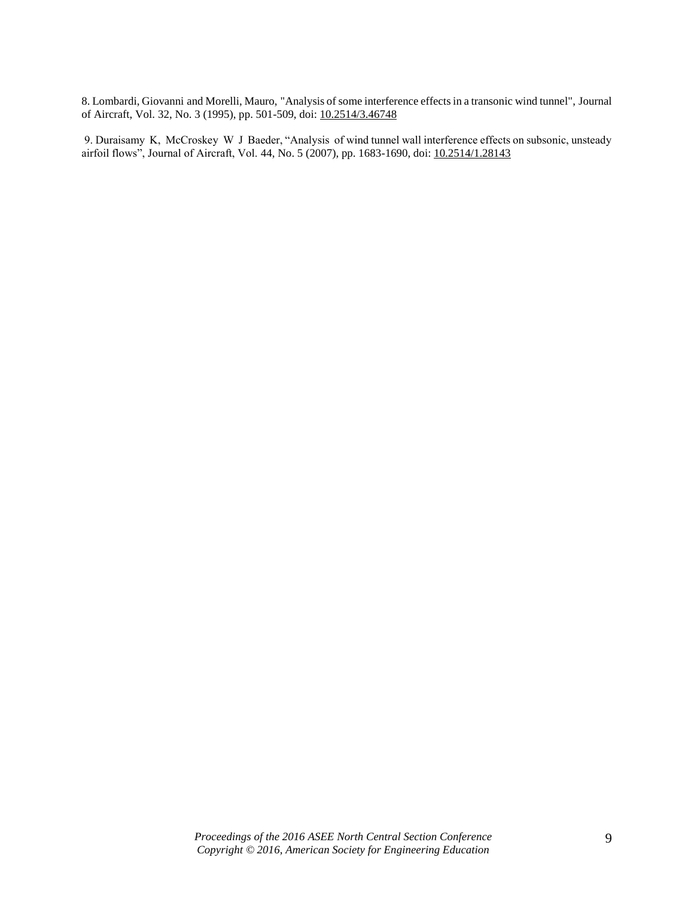8. Lombardi, Giovanni and Morelli, Mauro, "Analysis of some interference effects in a transonic wind tunnel", Journal of Aircraft, Vol. 32, No. 3 (1995), pp. 501-509, doi: 10.2514/3.46748

9. Duraisamy K, McCroskey W J Baeder, "Analysis of wind tunnel wall interference effects on subsonic, unsteady airfoil flows", Journal of Aircraft, Vol. 44, No. 5 (2007), pp. 1683-1690, doi: 10.2514/1.28143